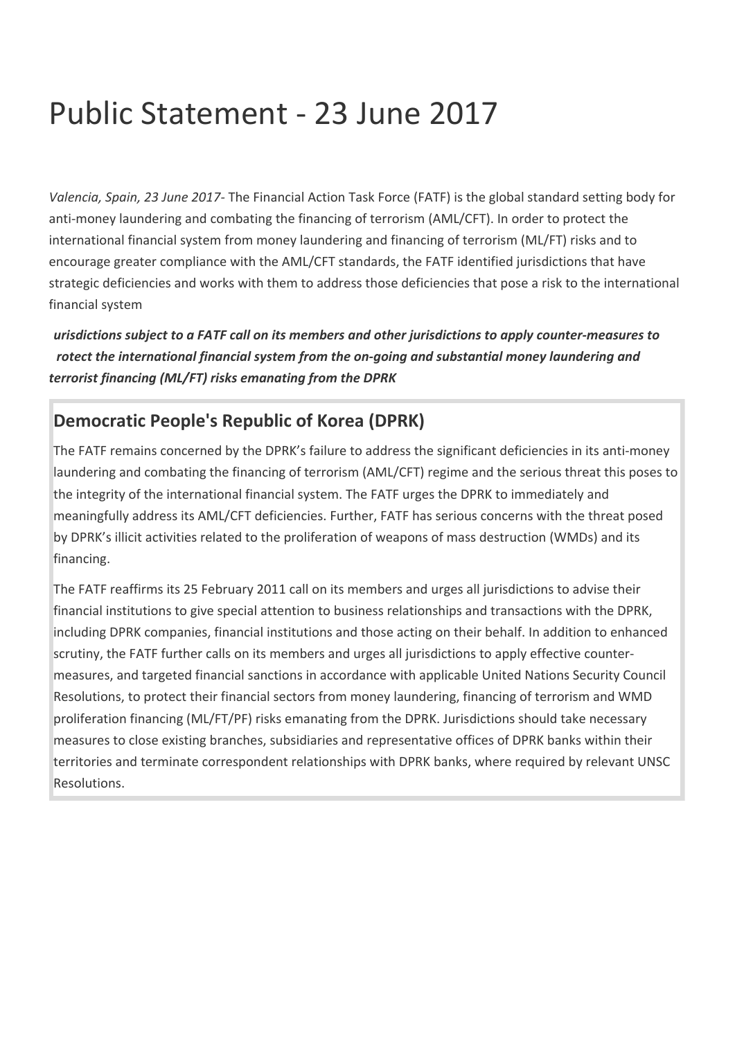# Public Statement - 23 June 2017

*Valencia, Spain, 23 June 2017*- The Financial Action Task Force (FATF) is the global standard setting body for anti-money laundering and combating the financing of terrorism (AML/CFT). In order to protect the international financial system from money laundering and financing of terrorism (ML/FT) risks and to encourage greater compliance with the AML/CFT standards, the FATF identified jurisdictions that have strategic deficiencies and works with them to address those deficiencies that pose a risk to the international financial system

***urisdictions subject to a FATF call on its members and other jurisdictions to apply counter-measures to rotect the international financial system from the on-going and substantial money laundering and terrorist financing (ML/FT) risks emanating from the DPRK***

## Democratic People's Republic of Korea (DPRK)

The FATF remains concerned by the DPRK's failure to address the significant deficiencies in its anti-money laundering and combating the financing of terrorism (AML/CFT) regime and the serious threat this poses to the integrity of the international financial system. The FATF urges the DPRK to immediately and meaningfully address its AML/CFT deficiencies. Further, FATF has serious concerns with the threat posed by DPRK's illicit activities related to the proliferation of weapons of mass destruction (WMDs) and its financing.

The FATF reaffirms its 25 February 2011 call on its members and urges all jurisdictions to advise their financial institutions to give special attention to business relationships and transactions with the DPRK, including DPRK companies, financial institutions and those acting on their behalf. In addition to enhanced scrutiny, the FATF further calls on its members and urges all jurisdictions to apply effective counter-measures, and targeted financial sanctions in accordance with applicable United Nations Security Council Resolutions, to protect their financial sectors from money laundering, financing of terrorism and WMD proliferation financing (ML/FT/PF) risks emanating from the DPRK. Jurisdictions should take necessary measures to close existing branches, subsidiaries and representative offices of DPRK banks within their territories and terminate correspondent relationships with DPRK banks, where required by relevant UNSC Resolutions.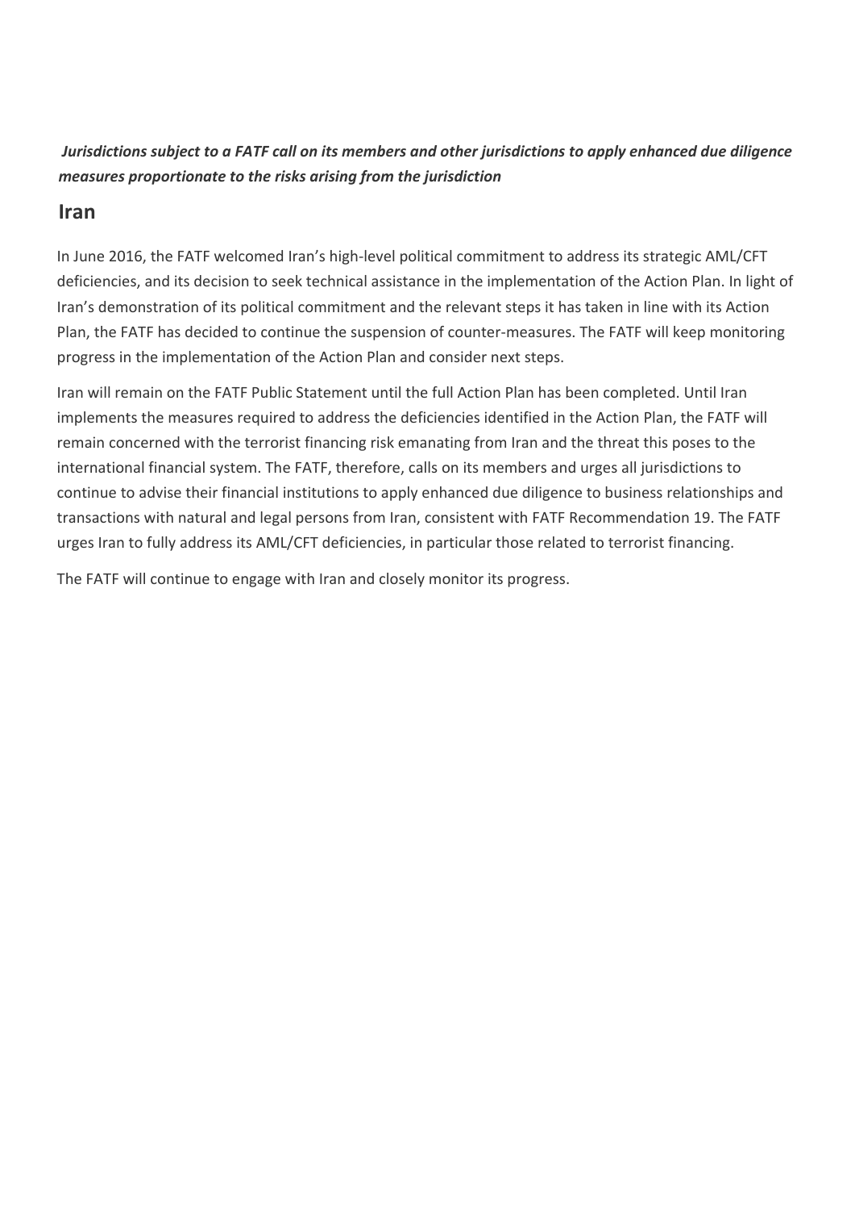***Jurisdictions subject to a FATF call on its members and other jurisdictions to apply enhanced due diligence measures proportionate to the risks arising from the jurisdiction***

## Iran

In June 2016, the FATF welcomed Iran's high-level political commitment to address its strategic AML/CFT deficiencies, and its decision to seek technical assistance in the implementation of the Action Plan. In light of Iran's demonstration of its political commitment and the relevant steps it has taken in line with its Action Plan, the FATF has decided to continue the suspension of counter-measures. The FATF will keep monitoring progress in the implementation of the Action Plan and consider next steps.

Iran will remain on the FATF Public Statement until the full Action Plan has been completed. Until Iran implements the measures required to address the deficiencies identified in the Action Plan, the FATF will remain concerned with the terrorist financing risk emanating from Iran and the threat this poses to the international financial system. The FATF, therefore, calls on its members and urges all jurisdictions to continue to advise their financial institutions to apply enhanced due diligence to business relationships and transactions with natural and legal persons from Iran, consistent with FATF Recommendation 19. The FATF urges Iran to fully address its AML/CFT deficiencies, in particular those related to terrorist financing.

The FATF will continue to engage with Iran and closely monitor its progress.